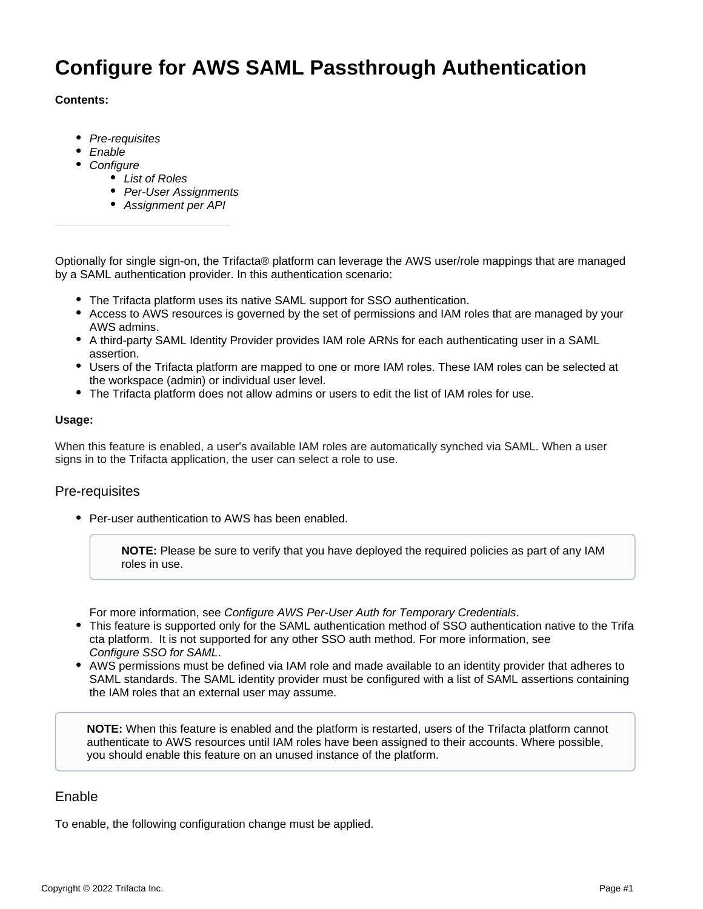# Configure for AWS SAML Passthrough Authentication

**Contents:**

- *Pre-requisites*
- *Enable*
- *Configure*
    - *List of Roles*
    - *Per-User Assignments*
    - *Assignment per API*

---

Optionally for single sign-on, the Trifacta® platform can leverage the AWS user/role mappings that are managed by a SAML authentication provider. In this authentication scenario:

- The Trifacta platform uses its native SAML support for SSO authentication.
- Access to AWS resources is governed by the set of permissions and IAM roles that are managed by your AWS admins.
- A third-party SAML Identity Provider provides IAM role ARNs for each authenticating user in a SAML assertion.
- Users of the Trifacta platform are mapped to one or more IAM roles. These IAM roles can be selected at the workspace (admin) or individual user level.
- The Trifacta platform does not allow admins or users to edit the list of IAM roles for use.

**Usage:**

When this feature is enabled, a user's available IAM roles are automatically synched via SAML. When a user signs in to the Trifacta application, the user can select a role to use.

## Pre-requisites

- Per-user authentication to AWS has been enabled.

    > **NOTE:** Please be sure to verify that you have deployed the required policies as part of any IAM roles in use.

    For more information, see *Configure AWS Per-User Auth for Temporary Credentials*.
- This feature is supported only for the SAML authentication method of SSO authentication native to the Trifacta platform. It is not supported for any other SSO auth method. For more information, see *Configure SSO for SAML*.
- AWS permissions must be defined via IAM role and made available to an identity provider that adheres to SAML standards. The SAML identity provider must be configured with a list of SAML assertions containing the IAM roles that an external user may assume.

> **NOTE:** When this feature is enabled and the platform is restarted, users of the Trifacta platform cannot authenticate to AWS resources until IAM roles have been assigned to their accounts. Where possible, you should enable this feature on an unused instance of the platform.

## Enable

To enable, the following configuration change must be applied.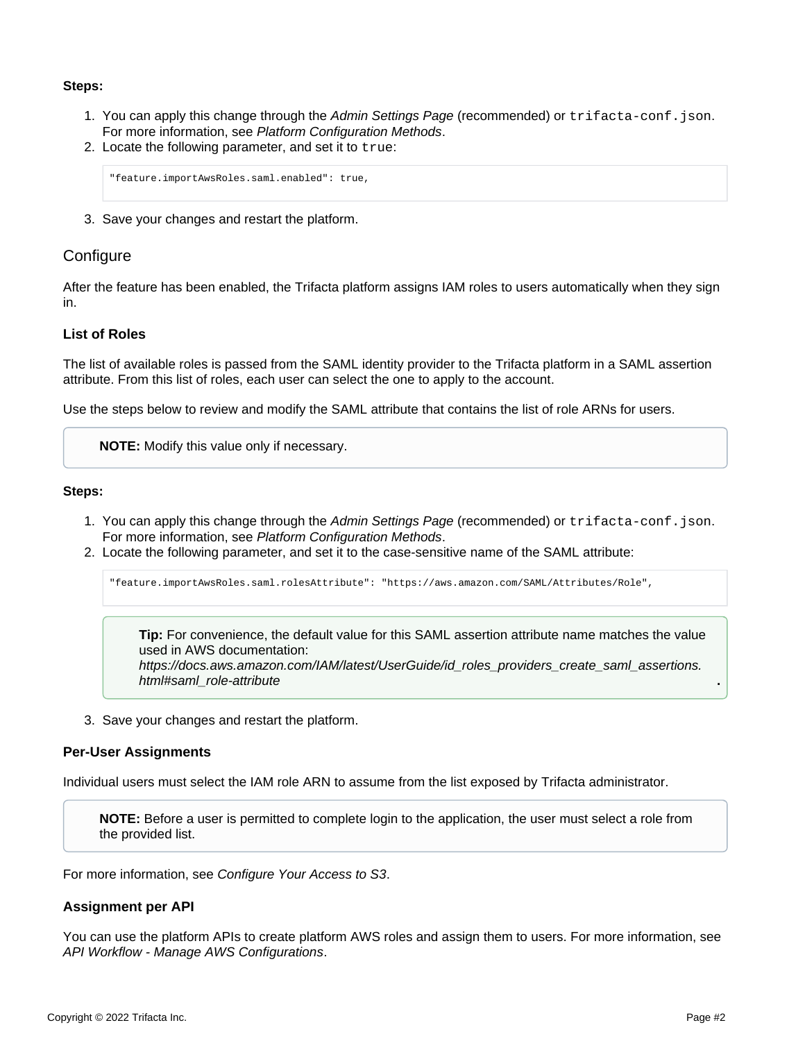**Steps:**

1. You can apply this change through the *Admin Settings Page* (recommended) or `trifacta-conf.json`. For more information, see *Platform Configuration Methods*.
2. Locate the following parameter, and set it to `true`:

```
"feature.importAwsRoles.saml.enabled": true,
```

3. Save your changes and restart the platform.

## Configure

After the feature has been enabled, the Trifacta platform assigns IAM roles to users automatically when they sign in.

### List of Roles

The list of available roles is passed from the SAML identity provider to the Trifacta platform in a SAML assertion attribute. From this list of roles, each user can select the one to apply to the account.

Use the steps below to review and modify the SAML attribute that contains the list of role ARNs for users.

> **NOTE:** Modify this value only if necessary.

**Steps:**

1. You can apply this change through the *Admin Settings Page* (recommended) or `trifacta-conf.json`. For more information, see *Platform Configuration Methods*.
2. Locate the following parameter, and set it to the case-sensitive name of the SAML attribute:

```
"feature.importAwsRoles.saml.rolesAttribute": "https://aws.amazon.com/SAML/Attributes/Role",
```

> **Tip:** For convenience, the default value for this SAML assertion attribute name matches the value used in AWS documentation: *https://docs.aws.amazon.com/IAM/latest/UserGuide/id_roles_providers_create_saml_assertions.html#saml_role-attribute*.

3. Save your changes and restart the platform.

### Per-User Assignments

Individual users must select the IAM role ARN to assume from the list exposed by Trifacta administrator.

> **NOTE:** Before a user is permitted to complete login to the application, the user must select a role from the provided list.

For more information, see *Configure Your Access to S3*.

### Assignment per API

You can use the platform APIs to create platform AWS roles and assign them to users. For more information, see *API Workflow - Manage AWS Configurations*.